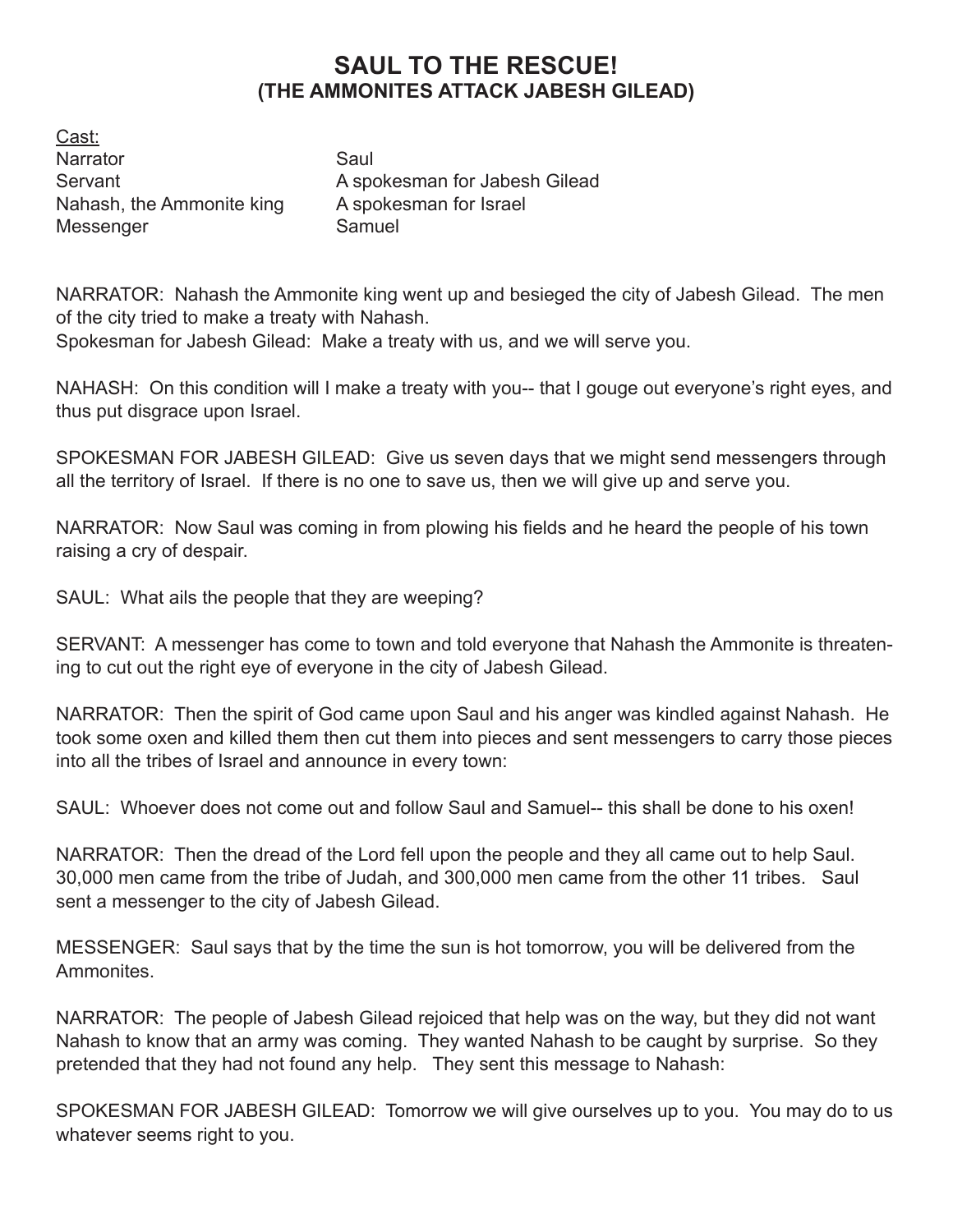# SAUL TO THE RESCUE!
## (THE AMMONITES ATTACK JABESH GILEAD)

Cast:

| | |
|---|---|
| Narrator | Saul |
| Servant | A spokesman for Jabesh Gilead |
| Nahash, the Ammonite king | A spokesman for Israel |
| Messenger | Samuel |

NARRATOR: Nahash the Ammonite king went up and besieged the city of Jabesh Gilead. The men of the city tried to make a treaty with Nahash.
Spokesman for Jabesh Gilead: Make a treaty with us, and we will serve you.

NAHASH: On this condition will I make a treaty with you-- that I gouge out everyone's right eyes, and thus put disgrace upon Israel.

SPOKESMAN FOR JABESH GILEAD: Give us seven days that we might send messengers through all the territory of Israel. If there is no one to save us, then we will give up and serve you.

NARRATOR: Now Saul was coming in from plowing his fields and he heard the people of his town raising a cry of despair.

SAUL: What ails the people that they are weeping?

SERVANT: A messenger has come to town and told everyone that Nahash the Ammonite is threatening to cut out the right eye of everyone in the city of Jabesh Gilead.

NARRATOR: Then the spirit of God came upon Saul and his anger was kindled against Nahash. He took some oxen and killed them then cut them into pieces and sent messengers to carry those pieces into all the tribes of Israel and announce in every town:

SAUL: Whoever does not come out and follow Saul and Samuel-- this shall be done to his oxen!

NARRATOR: Then the dread of the Lord fell upon the people and they all came out to help Saul. 30,000 men came from the tribe of Judah, and 300,000 men came from the other 11 tribes. Saul sent a messenger to the city of Jabesh Gilead.

MESSENGER: Saul says that by the time the sun is hot tomorrow, you will be delivered from the Ammonites.

NARRATOR: The people of Jabesh Gilead rejoiced that help was on the way, but they did not want Nahash to know that an army was coming. They wanted Nahash to be caught by surprise. So they pretended that they had not found any help. They sent this message to Nahash:

SPOKESMAN FOR JABESH GILEAD: Tomorrow we will give ourselves up to you. You may do to us whatever seems right to you.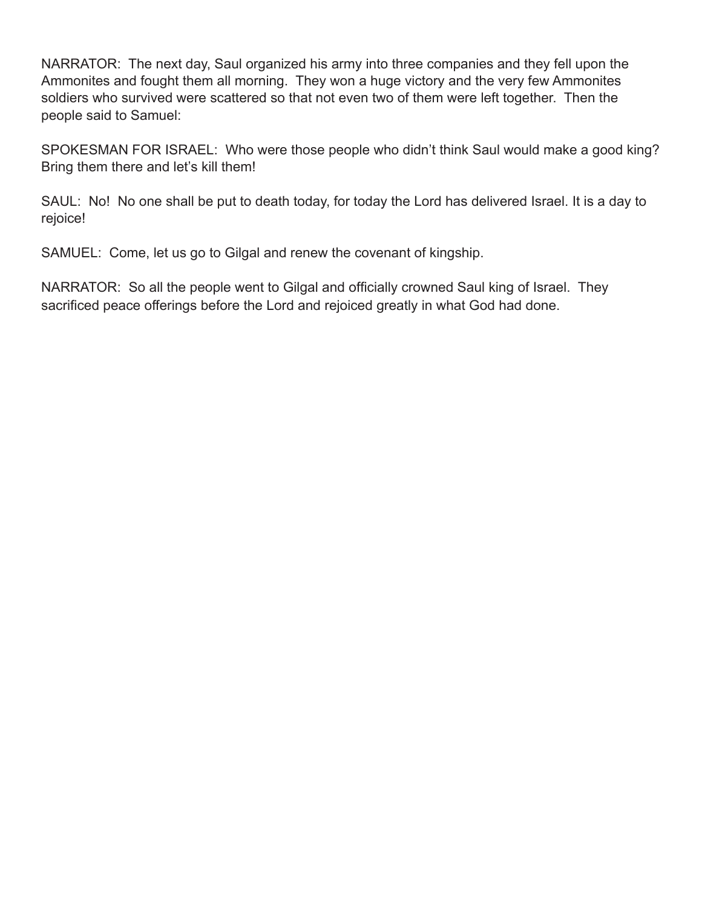NARRATOR: The next day, Saul organized his army into three companies and they fell upon the Ammonites and fought them all morning. They won a huge victory and the very few Ammonites soldiers who survived were scattered so that not even two of them were left together. Then the people said to Samuel:

SPOKESMAN FOR ISRAEL: Who were those people who didn't think Saul would make a good king? Bring them there and let's kill them!

SAUL: No! No one shall be put to death today, for today the Lord has delivered Israel. It is a day to rejoice!

SAMUEL: Come, let us go to Gilgal and renew the covenant of kingship.

NARRATOR: So all the people went to Gilgal and officially crowned Saul king of Israel. They sacrificed peace offerings before the Lord and rejoiced greatly in what God had done.